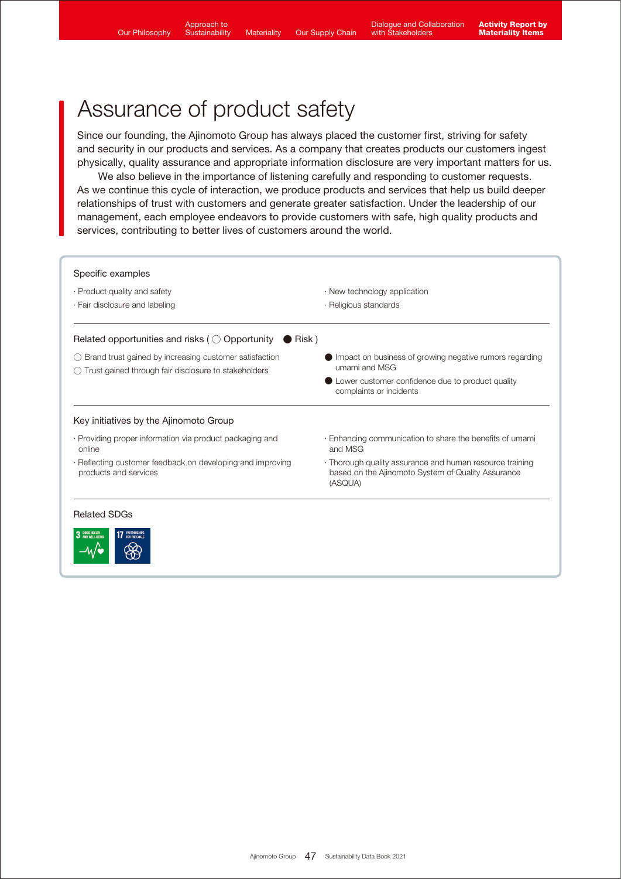# Assurance of product safety

Since our founding, the Ajinomoto Group has always placed the customer first, striving for safety and security in our products and services. As a company that creates products our customers ingest physically, quality assurance and appropriate information disclosure are very important matters for us.

We also believe in the importance of listening carefully and responding to customer requests. As we continue this cycle of interaction, we produce products and services that help us build deeper relationships of trust with customers and generate greater satisfaction. Under the leadership of our management, each employee endeavors to provide customers with safe, high quality products and services, contributing to better lives of customers around the world.

**Specific examples**

- Product quality and safety
- Fair disclosure and labeling
- New technology application
- Religious standards

**Related opportunities and risks (○ Opportunity ● Risk)**

- ○ Brand trust gained by increasing customer satisfaction
- ○ Trust gained through fair disclosure to stakeholders
- ● Impact on business of growing negative rumors regarding umami and MSG
- ● Lower customer confidence due to product quality complaints or incidents

**Key initiatives by the Ajinomoto Group**

- Providing proper information via product packaging and online
- Reflecting customer feedback on developing and improving products and services
- Enhancing communication to share the benefits of umami and MSG
- Thorough quality assurance and human resource training based on the Ajinomoto System of Quality Assurance (ASQUA)

**Related SDGs**

3 GOOD HEALTH AND WELL-BEING

17 PARTNERSHIPS FOR THE GOALS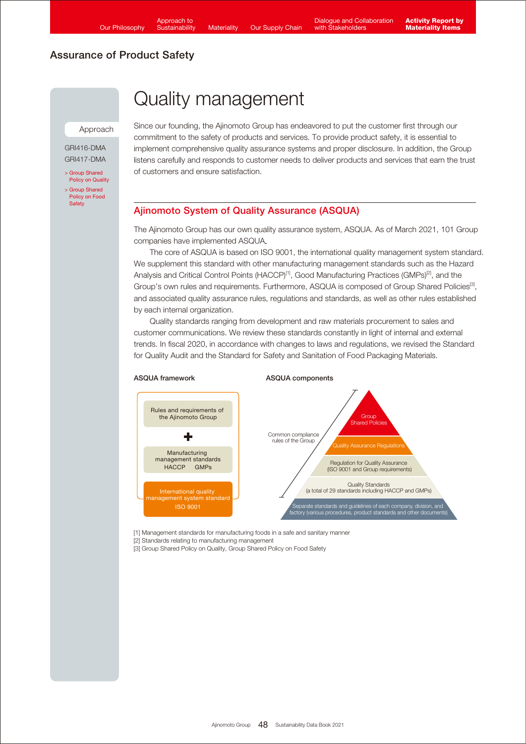## Assurance of Product Safety

Approach

GRI416-DMA
GRI417-DMA

> Group Shared Policy on Quality
> Group Shared Policy on Food Safety

# Quality management

Since our founding, the Ajinomoto Group has endeavored to put the customer first through our commitment to the safety of products and services. To provide product safety, it is essential to implement comprehensive quality assurance systems and proper disclosure. In addition, the Group listens carefully and responds to customer needs to deliver products and services that earn the trust of customers and ensure satisfaction.

## Ajinomoto System of Quality Assurance (ASQUA)

The Ajinomoto Group has our own quality assurance system, ASQUA. As of March 2021, 101 Group companies have implemented ASQUA.

The core of ASQUA is based on ISO 9001, the international quality management system standard. We supplement this standard with other manufacturing management standards such as the Hazard Analysis and Critical Control Points (HACCP)[1], Good Manufacturing Practices (GMPs)[2], and the Group's own rules and requirements. Furthermore, ASQUA is composed of Group Shared Policies[3], and associated quality assurance rules, regulations and standards, as well as other rules established by each internal organization.

Quality standards ranging from development and raw materials procurement to sales and customer communications. We review these standards constantly in light of internal and external trends. In fiscal 2020, in accordance with changes to laws and regulations, we revised the Standard for Quality Audit and the Standard for Safety and Sanitation of Food Packaging Materials.

**ASQUA framework**

- Rules and requirements of the Ajinomoto Group
- \+ Manufacturing management standards HACCP GMPs
- International quality management system standard ISO 9001

**ASQUA components**

Common compliance rules of the Group:

- Group Shared Policies
- Quality Assurance Regulations
- Regulation for Quality Assurance (ISO 9001 and Group requirements)
- Quality Standards (a total of 29 standards including HACCP and GMPs)
- Separate standards and guidelines of each company, division, and factory (various procedures, product standards and other documents)

[1] Management standards for manufacturing foods in a safe and sanitary manner
[2] Standards relating to manufacturing management
[3] Group Shared Policy on Quality, Group Shared Policy on Food Safety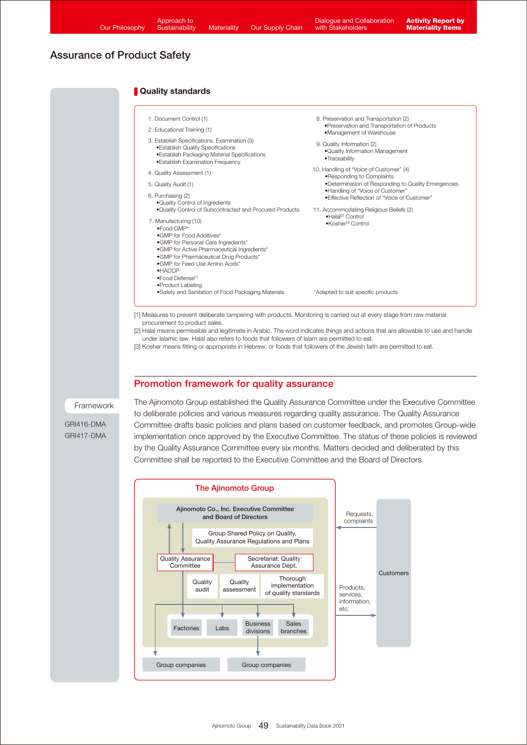# Assurance of Product Safety

## Quality standards

1. Document Control (1)
2. Educational Training (1)
3. Establish Specifications, Examination (3)
   - Establish Quality Specifications
   - Establish Packaging Material Specifications
   - Establish Examination Frequency
4. Quality Assessment (1)
5. Quality Audit (1)
6. Purchasing (2)
   - Quality Control of Ingredients
   - Quality Control of Subcontracted and Procured Products
7. Manufacturing (10)
   - Food GMP*
   - GMP for Food Additives*
   - GMP for Personal Care Ingredients*
   - GMP for Active Pharmaceutical Ingredients*
   - GMP for Pharmaceutical Drug Products*
   - GMP for Feed Use Amino Acids*
   - HACCP
   - Food Defense[1]
   - Product Labeling
   - Safety and Sanitation of Food Packaging Materials
8. Preservation and Transportation (2)
   - Preservation and Transportation of Products
   - Management of Warehouse
9. Quality Information (2)
   - Quality Information Management
   - Traceability
10. Handling of "Voice of Customer" (4)
    - Responding to Complaints
    - Determination of Responding to Quality Emergencies
    - Handling of "Voice of Customer"
    - Effective Reflection of "Voice of Customer"
11. Accommodating Religious Beliefs (2)
    - Halal[2] Control
    - Kosher[3] Control

*Adapted to suit specific products

[1] Measures to prevent deliberate tampering with products. Monitoring is carried out at every stage from raw material procurement to product sales.
[2] Halal means permissible and legitimate in Arabic. The word indicates things and actions that are allowable to use and handle under Islamic law. Halal also refers to foods that followers of Islam are permitted to eat.
[3] Kosher means fitting or appropriate in Hebrew, or foods that followers of the Jewish faith are permitted to eat.

## Promotion framework for quality assurance

Framework

GRI416-DMA
GRI417-DMA

The Ajinomoto Group established the Quality Assurance Committee under the Executive Committee to deliberate policies and various measures regarding quality assurance. The Quality Assurance Committee drafts basic policies and plans based on customer feedback, and promotes Group-wide implementation once approved by the Executive Committee. The status of these policies is reviewed by the Quality Assurance Committee every six months. Matters decided and deliberated by this Committee shall be reported to the Executive Committee and the Board of Directors.

The Ajinomoto Group

Ajinomoto Co., Inc. Executive Committee and Board of Directors

Group Shared Policy on Quality, Quality Assurance Regulations and Plans

Quality Assurance Committee — Secretariat: Quality Assurance Dept.

Quality audit | Quality assessment | Thorough implementation of quality standards

Factories | Labs | Business divisions | Sales branches

Group companies | Group companies

Customers → Requests, complaints → The Ajinomoto Group

The Ajinomoto Group → Products, services, information, etc. → Customers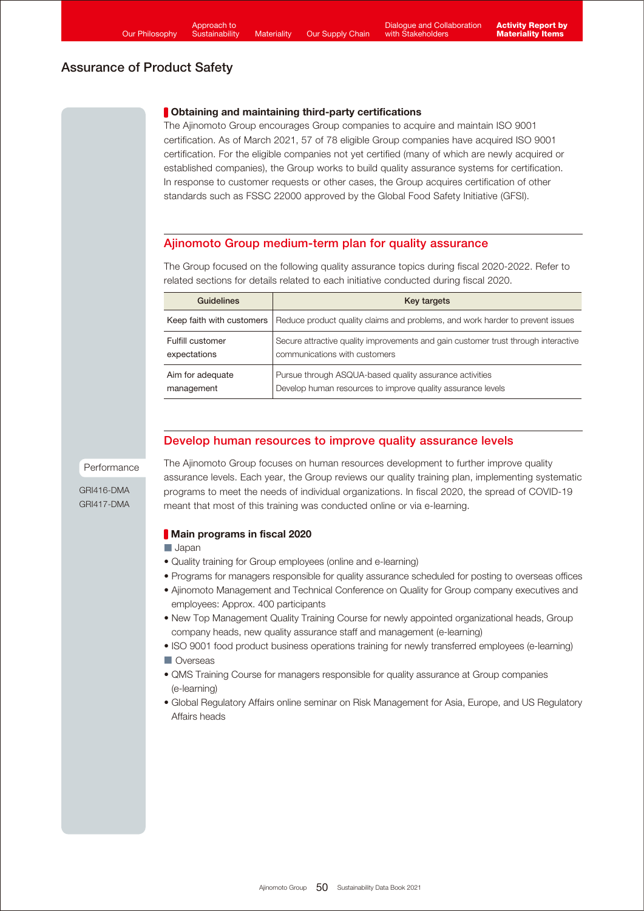## Assurance of Product Safety

### Obtaining and maintaining third-party certifications

The Ajinomoto Group encourages Group companies to acquire and maintain ISO 9001 certification. As of March 2021, 57 of 78 eligible Group companies have acquired ISO 9001 certification. For the eligible companies not yet certified (many of which are newly acquired or established companies), the Group works to build quality assurance systems for certification. In response to customer requests or other cases, the Group acquires certification of other standards such as FSSC 22000 approved by the Global Food Safety Initiative (GFSI).

## Ajinomoto Group medium-term plan for quality assurance

The Group focused on the following quality assurance topics during fiscal 2020-2022. Refer to related sections for details related to each initiative conducted during fiscal 2020.

| Guidelines | Key targets |
|---|---|
| Keep faith with customers | Reduce product quality claims and problems, and work harder to prevent issues |
| Fulfill customer expectations | Secure attractive quality improvements and gain customer trust through interactive communications with customers |
| Aim for adequate management | Pursue through ASQUA-based quality assurance activities<br>Develop human resources to improve quality assurance levels |

## Develop human resources to improve quality assurance levels

Performance

GRI416-DMA
GRI417-DMA

The Ajinomoto Group focuses on human resources development to further improve quality assurance levels. Each year, the Group reviews our quality training plan, implementing systematic programs to meet the needs of individual organizations. In fiscal 2020, the spread of COVID-19 meant that most of this training was conducted online or via e-learning.

### Main programs in fiscal 2020

■ Japan

- Quality training for Group employees (online and e-learning)
- Programs for managers responsible for quality assurance scheduled for posting to overseas offices
- Ajinomoto Management and Technical Conference on Quality for Group company executives and employees: Approx. 400 participants
- New Top Management Quality Training Course for newly appointed organizational heads, Group company heads, new quality assurance staff and management (e-learning)
- ISO 9001 food product business operations training for newly transferred employees (e-learning)

■ Overseas

- QMS Training Course for managers responsible for quality assurance at Group companies (e-learning)
- Global Regulatory Affairs online seminar on Risk Management for Asia, Europe, and US Regulatory Affairs heads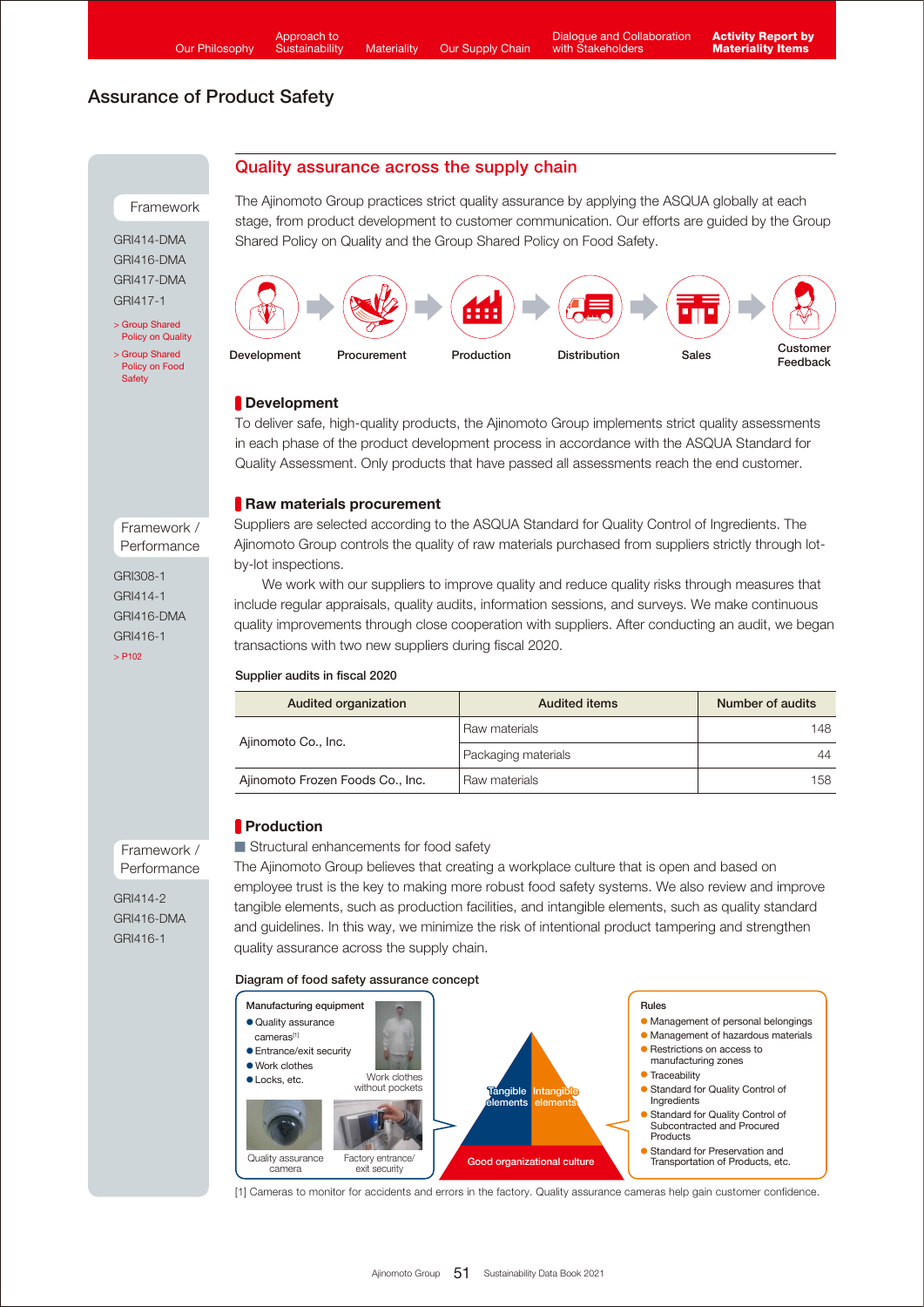## Assurance of Product Safety

Framework

GRI414-DMA
GRI416-DMA
GRI417-DMA
GRI417-1

> Group Shared Policy on Quality
> Group Shared Policy on Food Safety

### Quality assurance across the supply chain

The Ajinomoto Group practices strict quality assurance by applying the ASQUA globally at each stage, from product development to customer communication. Our efforts are guided by the Group Shared Policy on Quality and the Group Shared Policy on Food Safety.

Development → Procurement → Production → Distribution → Sales → Customer Feedback

#### Development

To deliver safe, high-quality products, the Ajinomoto Group implements strict quality assessments in each phase of the product development process in accordance with the ASQUA Standard for Quality Assessment. Only products that have passed all assessments reach the end customer.

Framework / Performance

GRI308-1
GRI414-1
GRI416-DMA
GRI416-1
> P102

#### Raw materials procurement

Suppliers are selected according to the ASQUA Standard for Quality Control of Ingredients. The Ajinomoto Group controls the quality of raw materials purchased from suppliers strictly through lot-by-lot inspections.

We work with our suppliers to improve quality and reduce quality risks through measures that include regular appraisals, quality audits, information sessions, and surveys. We make continuous quality improvements through close cooperation with suppliers. After conducting an audit, we began transactions with two new suppliers during fiscal 2020.

**Supplier audits in fiscal 2020**

| Audited organization | Audited items | Number of audits |
|---|---|---|
| Ajinomoto Co., Inc. | Raw materials | 148 |
| | Packaging materials | 44 |
| Ajinomoto Frozen Foods Co., Inc. | Raw materials | 158 |

Framework / Performance

GRI414-2
GRI416-DMA
GRI416-1

#### Production

■ Structural enhancements for food safety

The Ajinomoto Group believes that creating a workplace culture that is open and based on employee trust is the key to making more robust food safety systems. We also review and improve tangible elements, such as production facilities, and intangible elements, such as quality standard and guidelines. In this way, we minimize the risk of intentional product tampering and strengthen quality assurance across the supply chain.

**Diagram of food safety assurance concept**

Manufacturing equipment
- Quality assurance cameras[1]
- Entrance/exit security
- Work clothes
- Locks, etc.

Work clothes without pockets

Quality assurance camera

Factory entrance/exit security

Tangible elements | Intangible elements

Good organizational culture

Rules
- Management of personal belongings
- Management of hazardous materials
- Restrictions on access to manufacturing zones
- Traceability
- Standard for Quality Control of Ingredients
- Standard for Quality Control of Subcontracted and Procured Products
- Standard for Preservation and Transportation of Products, etc.

[1] Cameras to monitor for accidents and errors in the factory. Quality assurance cameras help gain customer confidence.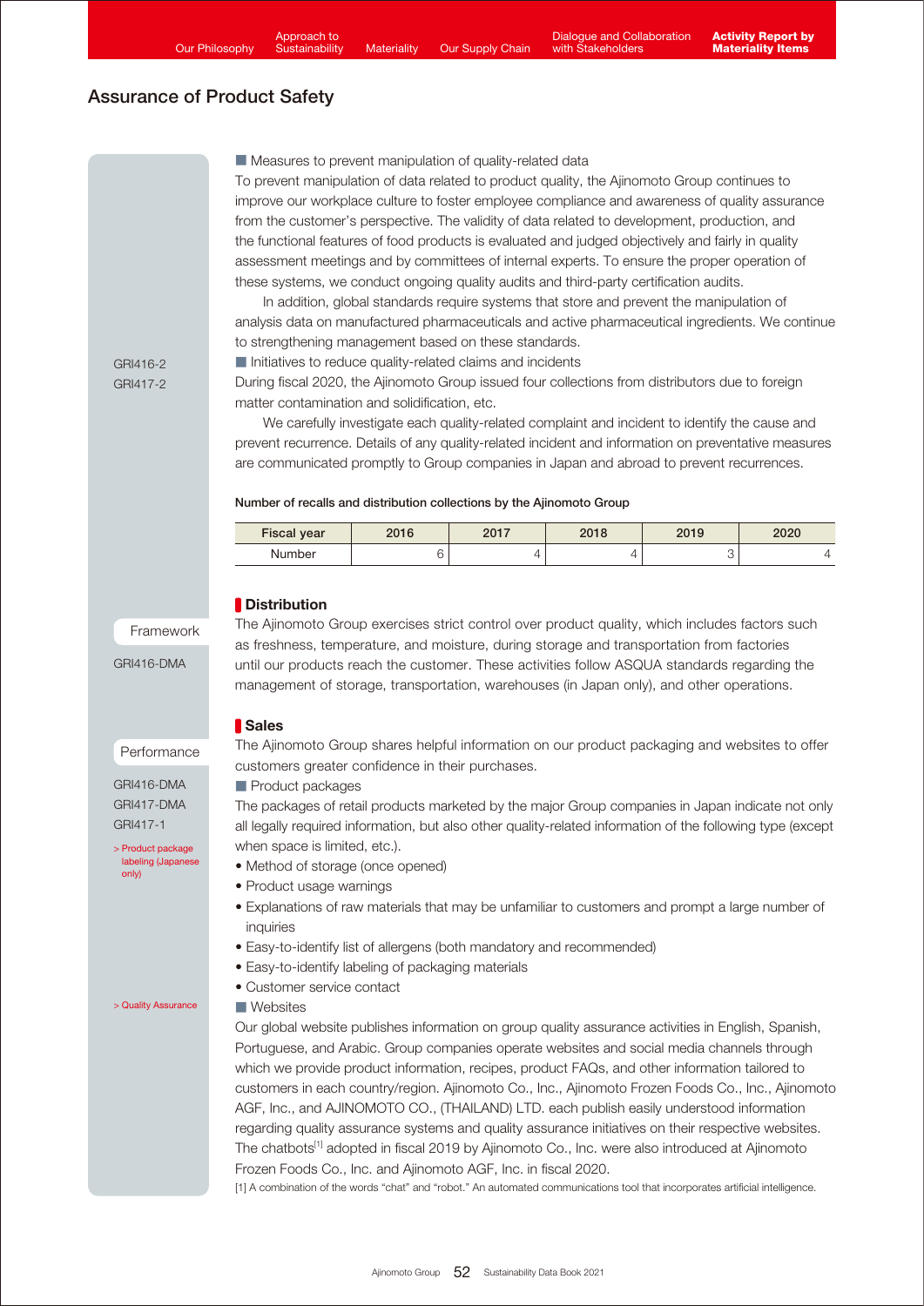## Assurance of Product Safety

■ Measures to prevent manipulation of quality-related data

To prevent manipulation of data related to product quality, the Ajinomoto Group continues to improve our workplace culture to foster employee compliance and awareness of quality assurance from the customer's perspective. The validity of data related to development, production, and the functional features of food products is evaluated and judged objectively and fairly in quality assessment meetings and by committees of internal experts. To ensure the proper operation of these systems, we conduct ongoing quality audits and third-party certification audits.

In addition, global standards require systems that store and prevent the manipulation of analysis data on manufactured pharmaceuticals and active pharmaceutical ingredients. We continue to strengthening management based on these standards.

GRI416-2
GRI417-2

■ Initiatives to reduce quality-related claims and incidents

During fiscal 2020, the Ajinomoto Group issued four collections from distributors due to foreign matter contamination and solidification, etc.

We carefully investigate each quality-related complaint and incident to identify the cause and prevent recurrence. Details of any quality-related incident and information on preventative measures are communicated promptly to Group companies in Japan and abroad to prevent recurrences.

**Number of recalls and distribution collections by the Ajinomoto Group**

| Fiscal year | 2016 | 2017 | 2018 | 2019 | 2020 |
|---|---|---|---|---|---|
| Number | 6 | 4 | 4 | 3 | 4 |

Framework

GRI416-DMA

### Distribution

The Ajinomoto Group exercises strict control over product quality, which includes factors such as freshness, temperature, and moisture, during storage and transportation from factories until our products reach the customer. These activities follow ASQUA standards regarding the management of storage, transportation, warehouses (in Japan only), and other operations.

Performance

GRI416-DMA
GRI417-DMA
GRI417-1

> Product package labeling (Japanese only)

### Sales

The Ajinomoto Group shares helpful information on our product packaging and websites to offer customers greater confidence in their purchases.

■ Product packages

The packages of retail products marketed by the major Group companies in Japan indicate not only all legally required information, but also other quality-related information of the following type (except when space is limited, etc.).

- Method of storage (once opened)
- Product usage warnings
- Explanations of raw materials that may be unfamiliar to customers and prompt a large number of inquiries
- Easy-to-identify list of allergens (both mandatory and recommended)
- Easy-to-identify labeling of packaging materials
- Customer service contact

> Quality Assurance

■ Websites

Our global website publishes information on group quality assurance activities in English, Spanish, Portuguese, and Arabic. Group companies operate websites and social media channels through which we provide product information, recipes, product FAQs, and other information tailored to customers in each country/region. Ajinomoto Co., Inc., Ajinomoto Frozen Foods Co., Inc., Ajinomoto AGF, Inc., and AJINOMOTO CO., (THAILAND) LTD. each publish easily understood information regarding quality assurance systems and quality assurance initiatives on their respective websites. The chatbots[1] adopted in fiscal 2019 by Ajinomoto Co., Inc. were also introduced at Ajinomoto Frozen Foods Co., Inc. and Ajinomoto AGF, Inc. in fiscal 2020.

[1] A combination of the words "chat" and "robot." An automated communications tool that incorporates artificial intelligence.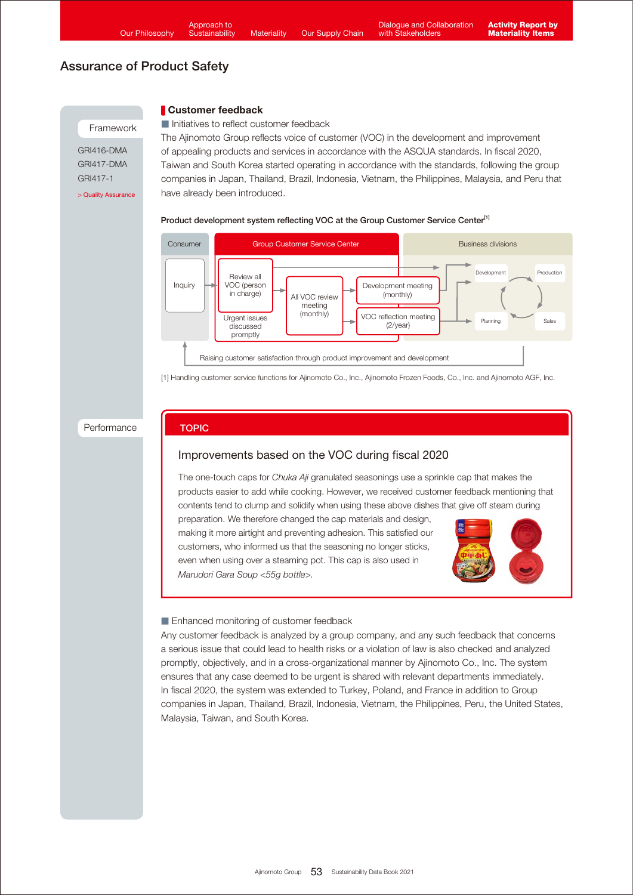# Assurance of Product Safety

Framework

GRI416-DMA
GRI417-DMA
GRI417-1

> Quality Assurance

## Customer feedback

### Initiatives to reflect customer feedback

The Ajinomoto Group reflects voice of customer (VOC) in the development and improvement of appealing products and services in accordance with the ASQUA standards. In fiscal 2020, Taiwan and South Korea started operating in accordance with the standards, following the group companies in Japan, Thailand, Brazil, Indonesia, Vietnam, the Philippines, Malaysia, and Peru that have already been introduced.

**Product development system reflecting VOC at the Group Customer Service Center[1]**

Consumer: Inquiry

Group Customer Service Center: Review all VOC (person in charge) / Urgent issues discussed promptly → All VOC review meeting (monthly) → Development meeting (monthly) / VOC reflection meeting (2/year)

Business divisions: Development → Production → Sales → Planning

Raising customer satisfaction through product improvement and development

[1] Handling customer service functions for Ajinomoto Co., Inc., Ajinomoto Frozen Foods, Co., Inc. and Ajinomoto AGF, Inc.

Performance

**TOPIC**

### Improvements based on the VOC during fiscal 2020

The one-touch caps for *Chuka Aji* granulated seasonings use a sprinkle cap that makes the products easier to add while cooking. However, we received customer feedback mentioning that contents tend to clump and solidify when using these above dishes that give off steam during preparation. We therefore changed the cap materials and design, making it more airtight and preventing adhesion. This satisfied our customers, who informed us that the seasoning no longer sticks, even when using over a steaming pot. This cap is also used in *Marudori Gara Soup <55g bottle>.*

### Enhanced monitoring of customer feedback

Any customer feedback is analyzed by a group company, and any such feedback that concerns a serious issue that could lead to health risks or a violation of law is also checked and analyzed promptly, objectively, and in a cross-organizational manner by Ajinomoto Co., Inc. The system ensures that any case deemed to be urgent is shared with relevant departments immediately. In fiscal 2020, the system was extended to Turkey, Poland, and France in addition to Group companies in Japan, Thailand, Brazil, Indonesia, Vietnam, the Philippines, Peru, the United States, Malaysia, Taiwan, and South Korea.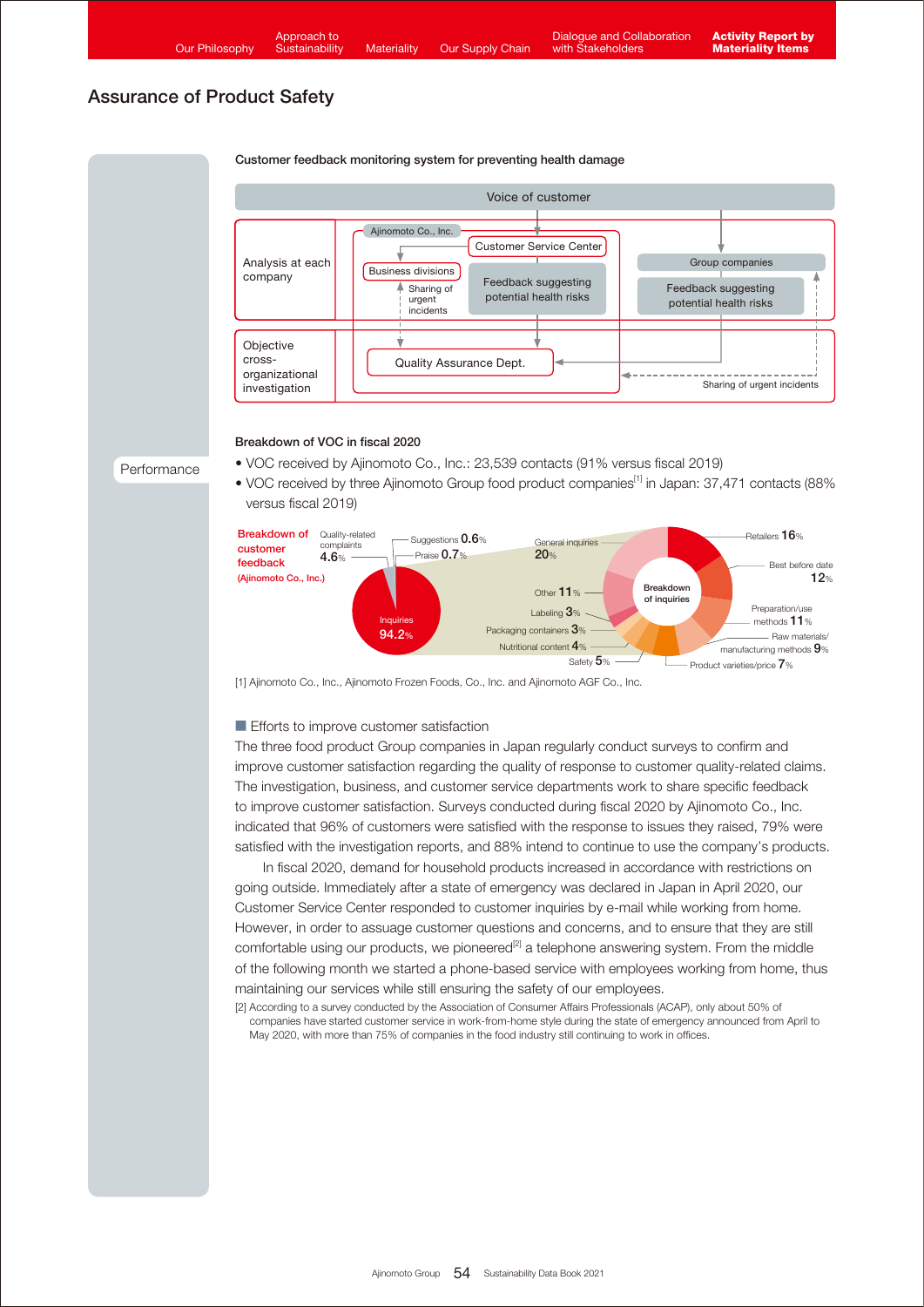# Assurance of Product Safety

**Customer feedback monitoring system for preventing health damage**

Voice of customer

Analysis at each company

Ajinomoto Co., Inc.

Customer Service Center

Business divisions

Sharing of urgent incidents

Feedback suggesting potential health risks

Group companies

Feedback suggesting potential health risks

Objective cross-organizational investigation

Quality Assurance Dept.

Sharing of urgent incidents

Performance

**Breakdown of VOC in fiscal 2020**

- VOC received by Ajinomoto Co., Inc.: 23,539 contacts (91% versus fiscal 2019)
- VOC received by three Ajinomoto Group food product companies[1] in Japan: 37,471 contacts (88% versus fiscal 2019)

**Breakdown of customer feedback (Ajinomoto Co., Inc.)**

| Category | % |
|---|---|
| Inquiries | 94.2% |
| Quality-related complaints | 4.6% |
| Suggestions | 0.6% |
| Praise | 0.7% |

**Breakdown of inquiries**

| Category | % |
|---|---|
| General inquiries | 20% |
| Retailers | 16% |
| Best before date | 12% |
| Preparation/use methods | 11% |
| Raw materials/manufacturing methods | 9% |
| Product varieties/price | 7% |
| Safety | 5% |
| Nutritional content | 4% |
| Packaging containers | 3% |
| Labeling | 3% |
| Other | 11% |

[1] Ajinomoto Co., Inc., Ajinomoto Frozen Foods, Co., Inc. and Ajinomoto AGF Co., Inc.

■ Efforts to improve customer satisfaction

The three food product Group companies in Japan regularly conduct surveys to confirm and improve customer satisfaction regarding the quality of response to customer quality-related claims. The investigation, business, and customer service departments work to share specific feedback to improve customer satisfaction. Surveys conducted during fiscal 2020 by Ajinomoto Co., Inc. indicated that 96% of customers were satisfied with the response to issues they raised, 79% were satisfied with the investigation reports, and 88% intend to continue to use the company's products.

In fiscal 2020, demand for household products increased in accordance with restrictions on going outside. Immediately after a state of emergency was declared in Japan in April 2020, our Customer Service Center responded to customer inquiries by e-mail while working from home. However, in order to assuage customer questions and concerns, and to ensure that they are still comfortable using our products, we pioneered[2] a telephone answering system. From the middle of the following month we started a phone-based service with employees working from home, thus maintaining our services while still ensuring the safety of our employees.

[2] According to a survey conducted by the Association of Consumer Affairs Professionals (ACAP), only about 50% of companies have started customer service in work-from-home style during the state of emergency announced from April to May 2020, with more than 75% of companies in the food industry still continuing to work in offices.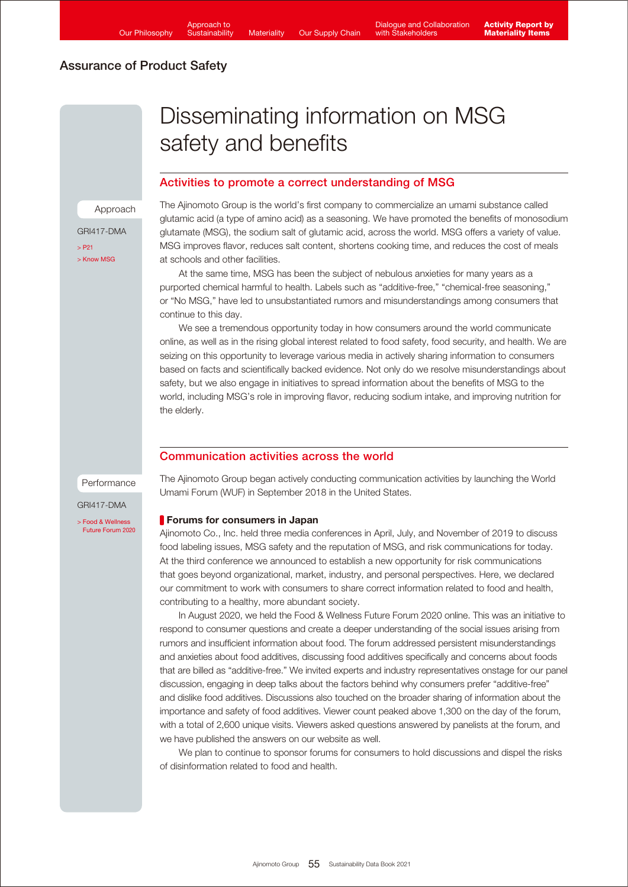## Assurance of Product Safety

# Disseminating information on MSG safety and benefits

### Activities to promote a correct understanding of MSG

Approach

GRI417-DMA

> P21

> Know MSG

The Ajinomoto Group is the world's first company to commercialize an umami substance called glutamic acid (a type of amino acid) as a seasoning. We have promoted the benefits of monosodium glutamate (MSG), the sodium salt of glutamic acid, across the world. MSG offers a variety of value. MSG improves flavor, reduces salt content, shortens cooking time, and reduces the cost of meals at schools and other facilities.

At the same time, MSG has been the subject of nebulous anxieties for many years as a purported chemical harmful to health. Labels such as "additive-free," "chemical-free seasoning," or "No MSG," have led to unsubstantiated rumors and misunderstandings among consumers that continue to this day.

We see a tremendous opportunity today in how consumers around the world communicate online, as well as in the rising global interest related to food safety, food security, and health. We are seizing on this opportunity to leverage various media in actively sharing information to consumers based on facts and scientifically backed evidence. Not only do we resolve misunderstandings about safety, but we also engage in initiatives to spread information about the benefits of MSG to the world, including MSG's role in improving flavor, reducing sodium intake, and improving nutrition for the elderly.

### Communication activities across the world

Performance

GRI417-DMA

> Food & Wellness Future Forum 2020

The Ajinomoto Group began actively conducting communication activities by launching the World Umami Forum (WUF) in September 2018 in the United States.

**Forums for consumers in Japan**

Ajinomoto Co., Inc. held three media conferences in April, July, and November of 2019 to discuss food labeling issues, MSG safety and the reputation of MSG, and risk communications for today. At the third conference we announced to establish a new opportunity for risk communications that goes beyond organizational, market, industry, and personal perspectives. Here, we declared our commitment to work with consumers to share correct information related to food and health, contributing to a healthy, more abundant society.

In August 2020, we held the Food & Wellness Future Forum 2020 online. This was an initiative to respond to consumer questions and create a deeper understanding of the social issues arising from rumors and insufficient information about food. The forum addressed persistent misunderstandings and anxieties about food additives, discussing food additives specifically and concerns about foods that are billed as "additive-free." We invited experts and industry representatives onstage for our panel discussion, engaging in deep talks about the factors behind why consumers prefer "additive-free" and dislike food additives. Discussions also touched on the broader sharing of information about the importance and safety of food additives. Viewer count peaked above 1,300 on the day of the forum, with a total of 2,600 unique visits. Viewers asked questions answered by panelists at the forum, and we have published the answers on our website as well.

We plan to continue to sponsor forums for consumers to hold discussions and dispel the risks of disinformation related to food and health.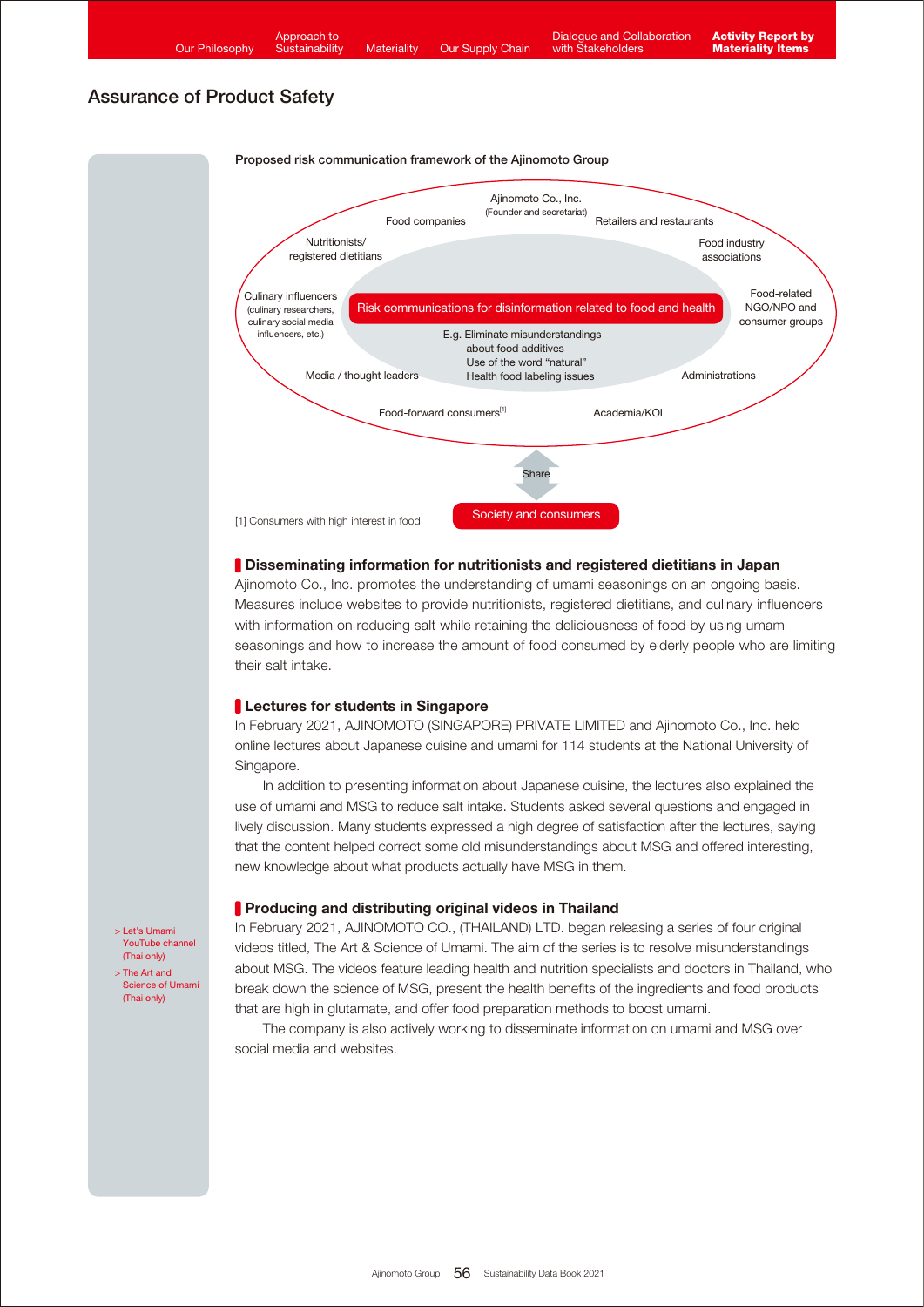## Assurance of Product Safety

**Proposed risk communication framework of the Ajinomoto Group**

Ajinomoto Co., Inc.
(Founder and secretariat)

Food companies

Retailers and restaurants

Nutritionists/
registered dietitians

Food industry
associations

Culinary influencers
(culinary researchers, culinary social media influencers, etc.)

**Risk communications for disinformation related to food and health**

E.g. Eliminate misunderstandings about food additives
Use of the word "natural"
Health food labeling issues

Food-related NGO/NPO and consumer groups

Media / thought leaders

Administrations

Food-forward consumers[1]

Academia/KOL

Share

Society and consumers

[1] Consumers with high interest in food

### Disseminating information for nutritionists and registered dietitians in Japan

Ajinomoto Co., Inc. promotes the understanding of umami seasonings on an ongoing basis. Measures include websites to provide nutritionists, registered dietitians, and culinary influencers with information on reducing salt while retaining the deliciousness of food by using umami seasonings and how to increase the amount of food consumed by elderly people who are limiting their salt intake.

### Lectures for students in Singapore

In February 2021, AJINOMOTO (SINGAPORE) PRIVATE LIMITED and Ajinomoto Co., Inc. held online lectures about Japanese cuisine and umami for 114 students at the National University of Singapore.

In addition to presenting information about Japanese cuisine, the lectures also explained the use of umami and MSG to reduce salt intake. Students asked several questions and engaged in lively discussion. Many students expressed a high degree of satisfaction after the lectures, saying that the content helped correct some old misunderstandings about MSG and offered interesting, new knowledge about what products actually have MSG in them.

### Producing and distributing original videos in Thailand

In February 2021, AJINOMOTO CO., (THAILAND) LTD. began releasing a series of four original videos titled, The Art & Science of Umami. The aim of the series is to resolve misunderstandings about MSG. The videos feature leading health and nutrition specialists and doctors in Thailand, who break down the science of MSG, present the health benefits of the ingredients and food products that are high in glutamate, and offer food preparation methods to boost umami.

The company is also actively working to disseminate information on umami and MSG over social media and websites.

> Let's Umami YouTube channel (Thai only)
> The Art and Science of Umami (Thai only)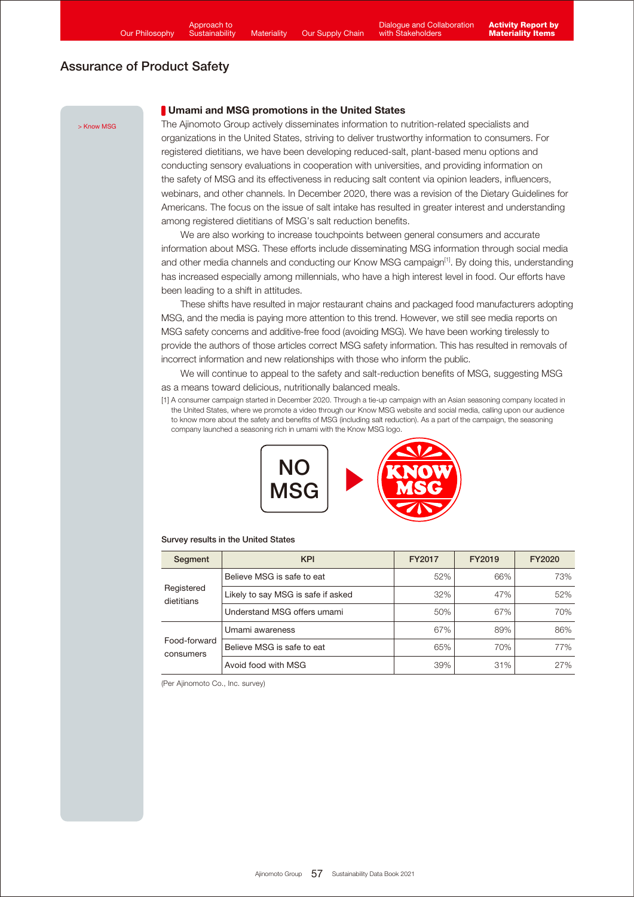## Assurance of Product Safety

> Know MSG

### Umami and MSG promotions in the United States

The Ajinomoto Group actively disseminates information to nutrition-related specialists and organizations in the United States, striving to deliver trustworthy information to consumers. For registered dietitians, we have been developing reduced-salt, plant-based menu options and conducting sensory evaluations in cooperation with universities, and providing information on the safety of MSG and its effectiveness in reducing salt content via opinion leaders, influencers, webinars, and other channels. In December 2020, there was a revision of the Dietary Guidelines for Americans. The focus on the issue of salt intake has resulted in greater interest and understanding among registered dietitians of MSG's salt reduction benefits.

We are also working to increase touchpoints between general consumers and accurate information about MSG. These efforts include disseminating MSG information through social media and other media channels and conducting our Know MSG campaign[1]. By doing this, understanding has increased especially among millennials, who have a high interest level in food. Our efforts have been leading to a shift in attitudes.

These shifts have resulted in major restaurant chains and packaged food manufacturers adopting MSG, and the media is paying more attention to this trend. However, we still see media reports on MSG safety concerns and additive-free food (avoiding MSG). We have been working tirelessly to provide the authors of those articles correct MSG safety information. This has resulted in removals of incorrect information and new relationships with those who inform the public.

We will continue to appeal to the safety and salt-reduction benefits of MSG, suggesting MSG as a means toward delicious, nutritionally balanced meals.

[1] A consumer campaign started in December 2020. Through a tie-up campaign with an Asian seasoning company located in the United States, where we promote a video through our Know MSG website and social media, calling upon our audience to know more about the safety and benefits of MSG (including salt reduction). As a part of the campaign, the seasoning company launched a seasoning rich in umami with the Know MSG logo.

NO MSG ▶ KNOW MSG

**Survey results in the United States**

| Segment | KPI | FY2017 | FY2019 | FY2020 |
|---|---|---|---|---|
| Registered dietitians | Believe MSG is safe to eat | 52% | 66% | 73% |
| | Likely to say MSG is safe if asked | 32% | 47% | 52% |
| | Understand MSG offers umami | 50% | 67% | 70% |
| Food-forward consumers | Umami awareness | 67% | 89% | 86% |
| | Believe MSG is safe to eat | 65% | 70% | 77% |
| | Avoid food with MSG | 39% | 31% | 27% |

(Per Ajinomoto Co., Inc. survey)